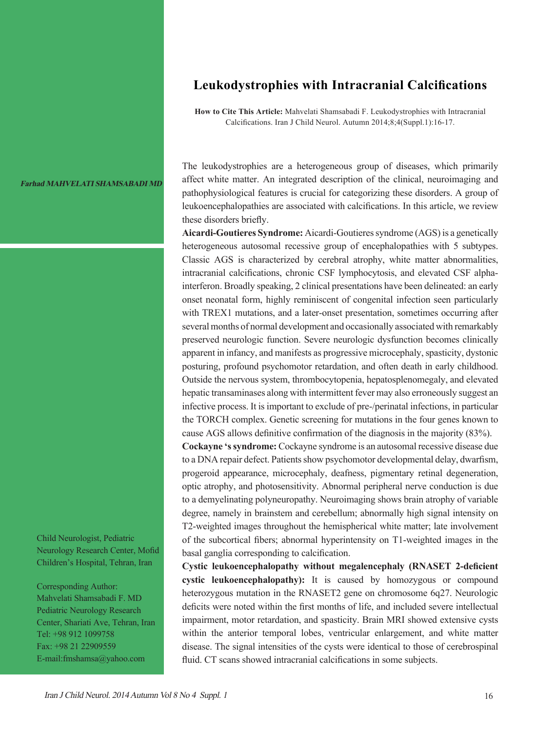# Leukodystrophies with Intracranial Calcifications

**How to Cite This Article:** Mahvelati Shamsabadi F. Leukodystrophies with Intracranial Calcifications. Iran J Child Neurol. Autumn 2014;8;4(Suppl.1):16-17.

***Farhad MAHVELATI SHAMSABADI MD***

Child Neurologist, Pediatric Neurology Research Center, Mofid Children's Hospital, Tehran, Iran

Corresponding Author:
Mahvelati Shamsabadi F. MD
Pediatric Neurology Research Center, Shariati Ave, Tehran, Iran
Tel: +98 912 1099758
Fax: +98 21 22909559
E-mail:fmshamsa@yahoo.com

The leukodystrophies are a heterogeneous group of diseases, which primarily affect white matter. An integrated description of the clinical, neuroimaging and pathophysiological features is crucial for categorizing these disorders. A group of leukoencephalopathies are associated with calcifications. In this article, we review these disorders briefly.

**Aicardi-Goutieres Syndrome:** Aicardi-Goutieres syndrome (AGS) is a genetically heterogeneous autosomal recessive group of encephalopathies with 5 subtypes. Classic AGS is characterized by cerebral atrophy, white matter abnormalities, intracranial calcifications, chronic CSF lymphocytosis, and elevated CSF alpha-interferon. Broadly speaking, 2 clinical presentations have been delineated: an early onset neonatal form, highly reminiscent of congenital infection seen particularly with TREX1 mutations, and a later-onset presentation, sometimes occurring after several months of normal development and occasionally associated with remarkably preserved neurologic function. Severe neurologic dysfunction becomes clinically apparent in infancy, and manifests as progressive microcephaly, spasticity, dystonic posturing, profound psychomotor retardation, and often death in early childhood. Outside the nervous system, thrombocytopenia, hepatosplenomegaly, and elevated hepatic transaminases along with intermittent fever may also erroneously suggest an infective process. It is important to exclude of pre-/perinatal infections, in particular the TORCH complex. Genetic screening for mutations in the four genes known to cause AGS allows definitive confirmation of the diagnosis in the majority (83%).

**Cockayne 's syndrome:** Cockayne syndrome is an autosomal recessive disease due to a DNA repair defect. Patients show psychomotor developmental delay, dwarfism, progeroid appearance, microcephaly, deafness, pigmentary retinal degeneration, optic atrophy, and photosensitivity. Abnormal peripheral nerve conduction is due to a demyelinating polyneuropathy. Neuroimaging shows brain atrophy of variable degree, namely in brainstem and cerebellum; abnormally high signal intensity on T2-weighted images throughout the hemispherical white matter; late involvement of the subcortical fibers; abnormal hyperintensity on T1-weighted images in the basal ganglia corresponding to calcification.

**Cystic leukoencephalopathy without megalencephaly (RNASET 2-deficient cystic leukoencephalopathy):** It is caused by homozygous or compound heterozygous mutation in the RNASET2 gene on chromosome 6q27. Neurologic deficits were noted within the first months of life, and included severe intellectual impairment, motor retardation, and spasticity. Brain MRI showed extensive cysts within the anterior temporal lobes, ventricular enlargement, and white matter disease. The signal intensities of the cysts were identical to those of cerebrospinal fluid. CT scans showed intracranial calcifications in some subjects.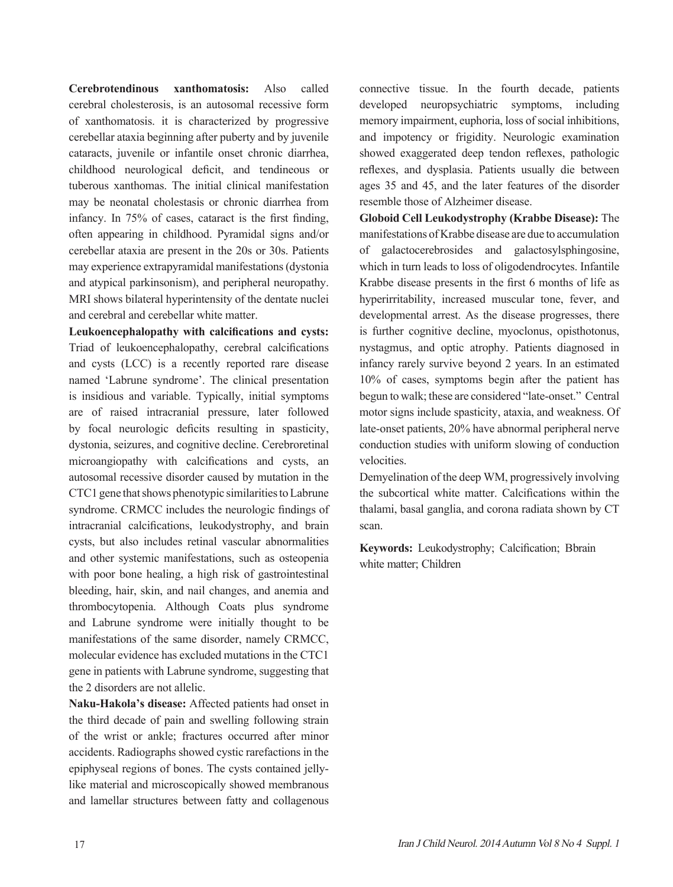**Cerebrotendinous xanthomatosis:** Also called cerebral cholesterosis, is an autosomal recessive form of xanthomatosis. it is characterized by progressive cerebellar ataxia beginning after puberty and by juvenile cataracts, juvenile or infantile onset chronic diarrhea, childhood neurological deficit, and tendineous or tuberous xanthomas. The initial clinical manifestation may be neonatal cholestasis or chronic diarrhea from infancy. In 75% of cases, cataract is the first finding, often appearing in childhood. Pyramidal signs and/or cerebellar ataxia are present in the 20s or 30s. Patients may experience extrapyramidal manifestations (dystonia and atypical parkinsonism), and peripheral neuropathy. MRI shows bilateral hyperintensity of the dentate nuclei and cerebral and cerebellar white matter.

**Leukoencephalopathy with calcifications and cysts:** Triad of leukoencephalopathy, cerebral calcifications and cysts (LCC) is a recently reported rare disease named 'Labrune syndrome'. The clinical presentation is insidious and variable. Typically, initial symptoms are of raised intracranial pressure, later followed by focal neurologic deficits resulting in spasticity, dystonia, seizures, and cognitive decline. Cerebroretinal microangiopathy with calcifications and cysts, an autosomal recessive disorder caused by mutation in the CTC1 gene that shows phenotypic similarities to Labrune syndrome. CRMCC includes the neurologic findings of intracranial calcifications, leukodystrophy, and brain cysts, but also includes retinal vascular abnormalities and other systemic manifestations, such as osteopenia with poor bone healing, a high risk of gastrointestinal bleeding, hair, skin, and nail changes, and anemia and thrombocytopenia. Although Coats plus syndrome and Labrune syndrome were initially thought to be manifestations of the same disorder, namely CRMCC, molecular evidence has excluded mutations in the CTC1 gene in patients with Labrune syndrome, suggesting that the 2 disorders are not allelic.

**Naku-Hakola's disease:** Affected patients had onset in the third decade of pain and swelling following strain of the wrist or ankle; fractures occurred after minor accidents. Radiographs showed cystic rarefactions in the epiphyseal regions of bones. The cysts contained jelly-like material and microscopically showed membranous and lamellar structures between fatty and collagenous connective tissue. In the fourth decade, patients developed neuropsychiatric symptoms, including memory impairment, euphoria, loss of social inhibitions, and impotency or frigidity. Neurologic examination showed exaggerated deep tendon reflexes, pathologic reflexes, and dysplasia. Patients usually die between ages 35 and 45, and the later features of the disorder resemble those of Alzheimer disease.

**Globoid Cell Leukodystrophy (Krabbe Disease):** The manifestations of Krabbe disease are due to accumulation of galactocerebrosides and galactosylsphingosine, which in turn leads to loss of oligodendrocytes. Infantile Krabbe disease presents in the first 6 months of life as hyperirritability, increased muscular tone, fever, and developmental arrest. As the disease progresses, there is further cognitive decline, myoclonus, opisthotonus, nystagmus, and optic atrophy. Patients diagnosed in infancy rarely survive beyond 2 years. In an estimated 10% of cases, symptoms begin after the patient has begun to walk; these are considered "late-onset." Central motor signs include spasticity, ataxia, and weakness. Of late-onset patients, 20% have abnormal peripheral nerve conduction studies with uniform slowing of conduction velocities.

Demyelination of the deep WM, progressively involving the subcortical white matter. Calcifications within the thalami, basal ganglia, and corona radiata shown by CT scan.

**Keywords:** Leukodystrophy; Calcification; Bbrain white matter; Children